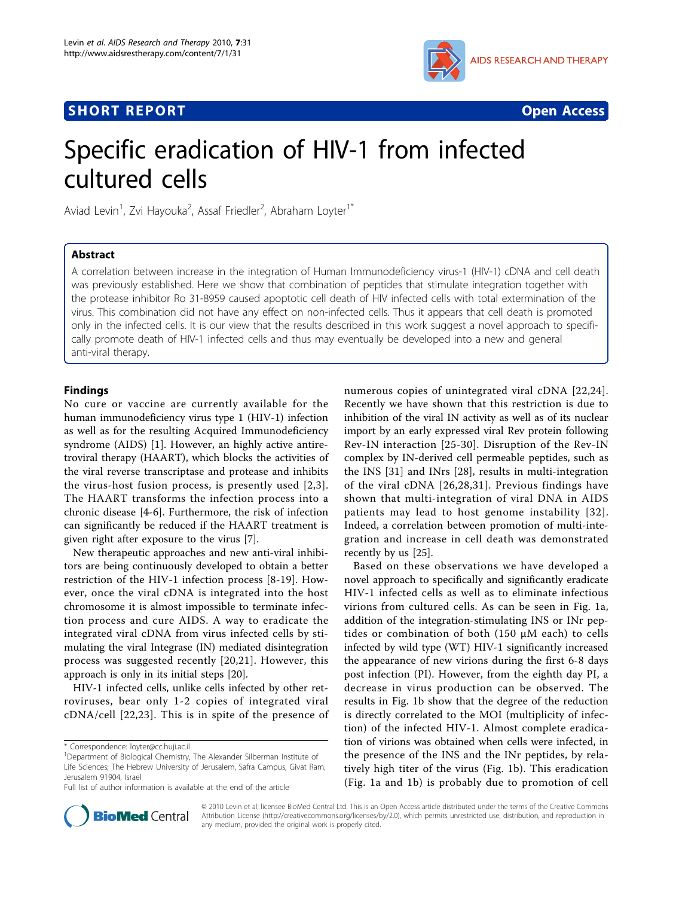## SHORT REPORT

**Open Access**

# Specific eradication of HIV-1 from infected cultured cells

Aviad Levin[1], Zvi Hayouka[2], Assaf Friedler[2], Abraham Loyter[1*]

## Abstract

A correlation between increase in the integration of Human Immunodeficiency virus-1 (HIV-1) cDNA and cell death was previously established. Here we show that combination of peptides that stimulate integration together with the protease inhibitor Ro 31-8959 caused apoptotic cell death of HIV infected cells with total extermination of the virus. This combination did not have any effect on non-infected cells. Thus it appears that cell death is promoted only in the infected cells. It is our view that the results described in this work suggest a novel approach to specifically promote death of HIV-1 infected cells and thus may eventually be developed into a new and general anti-viral therapy.

## Findings

No cure or vaccine are currently available for the human immunodeficiency virus type 1 (HIV-1) infection as well as for the resulting Acquired Immunodeficiency syndrome (AIDS) [1]. However, an highly active antiretroviral therapy (HAART), which blocks the activities of the viral reverse transcriptase and protease and inhibits the virus-host fusion process, is presently used [2,3]. The HAART transforms the infection process into a chronic disease [4-6]. Furthermore, the risk of infection can significantly be reduced if the HAART treatment is given right after exposure to the virus [7].

New therapeutic approaches and new anti-viral inhibitors are being continuously developed to obtain a better restriction of the HIV-1 infection process [8-19]. However, once the viral cDNA is integrated into the host chromosome it is almost impossible to terminate infection process and cure AIDS. A way to eradicate the integrated viral cDNA from virus infected cells by stimulating the viral Integrase (IN) mediated disintegration process was suggested recently [20,21]. However, this approach is only in its initial steps [20].

HIV-1 infected cells, unlike cells infected by other retroviruses, bear only 1-2 copies of integrated viral cDNA/cell [22,23]. This is in spite of the presence of numerous copies of unintegrated viral cDNA [22,24]. Recently we have shown that this restriction is due to inhibition of the viral IN activity as well as of its nuclear import by an early expressed viral Rev protein following Rev-IN interaction [25-30]. Disruption of the Rev-IN complex by IN-derived cell permeable peptides, such as the INS [31] and INrs [28], results in multi-integration of the viral cDNA [26,28,31]. Previous findings have shown that multi-integration of viral DNA in AIDS patients may lead to host genome instability [32]. Indeed, a correlation between promotion of multi-integration and increase in cell death was demonstrated recently by us [25].

Based on these observations we have developed a novel approach to specifically and significantly eradicate HIV-1 infected cells as well as to eliminate infectious virions from cultured cells. As can be seen in Fig. 1a, addition of the integration-stimulating INS or INr peptides or combination of both (150 μM each) to cells infected by wild type (WT) HIV-1 significantly increased the appearance of new virions during the first 6-8 days post infection (PI). However, from the eighth day PI, a decrease in virus production can be observed. The results in Fig. 1b show that the degree of the reduction is directly correlated to the MOI (multiplicity of infection) of the infected HIV-1. Almost complete eradication of virions was obtained when cells were infected, in the presence of the INS and the INr peptides, by relatively high titer of the virus (Fig. 1b). This eradication (Fig. 1a and 1b) is probably due to promotion of cell

\* Correspondence: loyter@cc.huji.ac.il

[1]Department of Biological Chemistry, The Alexander Silberman Institute of Life Sciences; The Hebrew University of Jerusalem, Safra Campus, Givat Ram, Jerusalem 91904, Israel

Full list of author information is available at the end of the article

© 2010 Levin et al; licensee BioMed Central Ltd. This is an Open Access article distributed under the terms of the Creative Commons Attribution License (http://creativecommons.org/licenses/by/2.0), which permits unrestricted use, distribution, and reproduction in any medium, provided the original work is properly cited.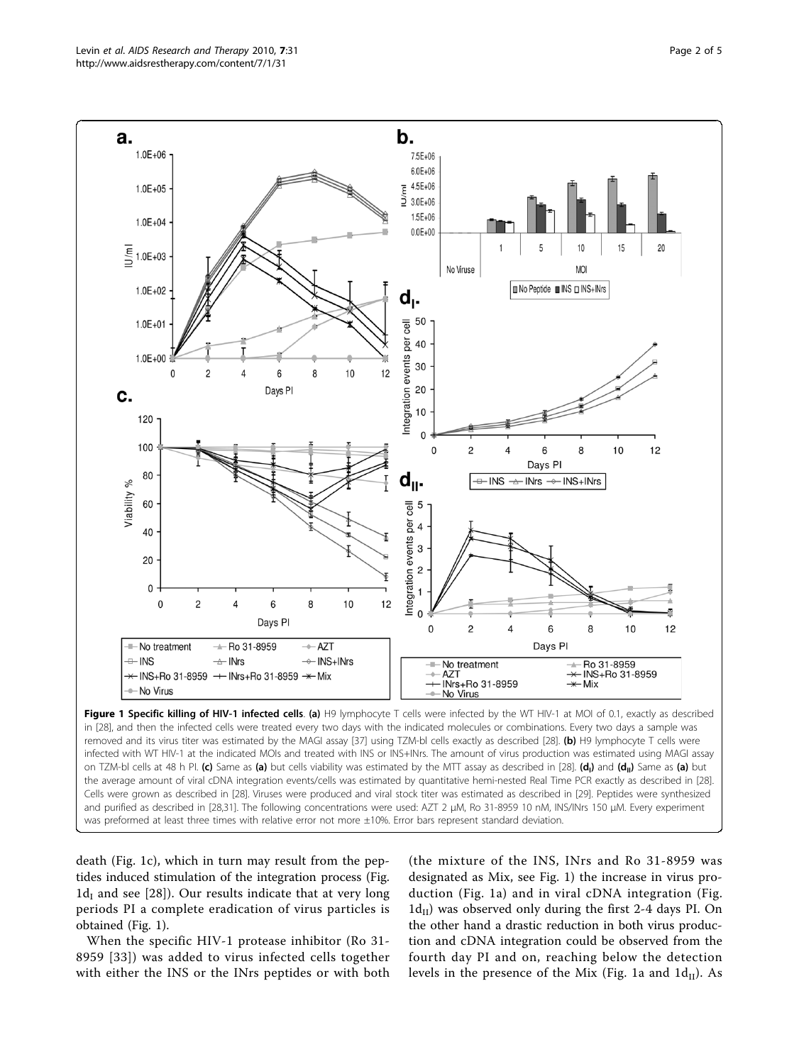**Figure 1 Specific killing of HIV-1 infected cells**. **(a)** H9 lymphocyte T cells were infected by the WT HIV-1 at MOI of 0.1, exactly as described in [28], and then the infected cells were treated every two days with the indicated molecules or combinations. Every two days a sample was removed and its virus titer was estimated by the MAGI assay [37] using TZM-bl cells exactly as described [28]. **(b)** H9 lymphocyte T cells were infected with WT HIV-1 at the indicated MOIs and treated with INS or INS+INrs. The amount of virus production was estimated using MAGI assay on TZM-bl cells at 48 h PI. **(c)** Same as **(a)** but cells viability was estimated by the MTT assay as described in [28]. **($d_I$)** and **($d_{II}$)** Same as **(a)** but the average amount of viral cDNA integration events/cells was estimated by quantitative hemi-nested Real Time PCR exactly as described in [28]. Cells were grown as described in [28]. Viruses were produced and viral stock titer was estimated as described in [29]. Peptides were synthesized and purified as described in [28,31]. The following concentrations were used: AZT 2 μM, Ro 31-8959 10 nM, INS/INrs 150 μM. Every experiment was preformed at least three times with relative error not more ±10%. Error bars represent standard deviation.

death (Fig. 1c), which in turn may result from the peptides induced stimulation of the integration process (Fig. $1d_I$ and see [28]). Our results indicate that at very long periods PI a complete eradication of virus particles is obtained (Fig. 1).

When the specific HIV-1 protease inhibitor (Ro 31-8959 [33]) was added to virus infected cells together with either the INS or the INrs peptides or with both (the mixture of the INS, INrs and Ro 31-8959 was designated as Mix, see Fig. 1) the increase in virus production (Fig. 1a) and in viral cDNA integration (Fig. $1d_{II}$) was observed only during the first 2-4 days PI. On the other hand a drastic reduction in both virus production and cDNA integration could be observed from the fourth day PI and on, reaching below the detection levels in the presence of the Mix (Fig. 1a and $1d_{II}$). As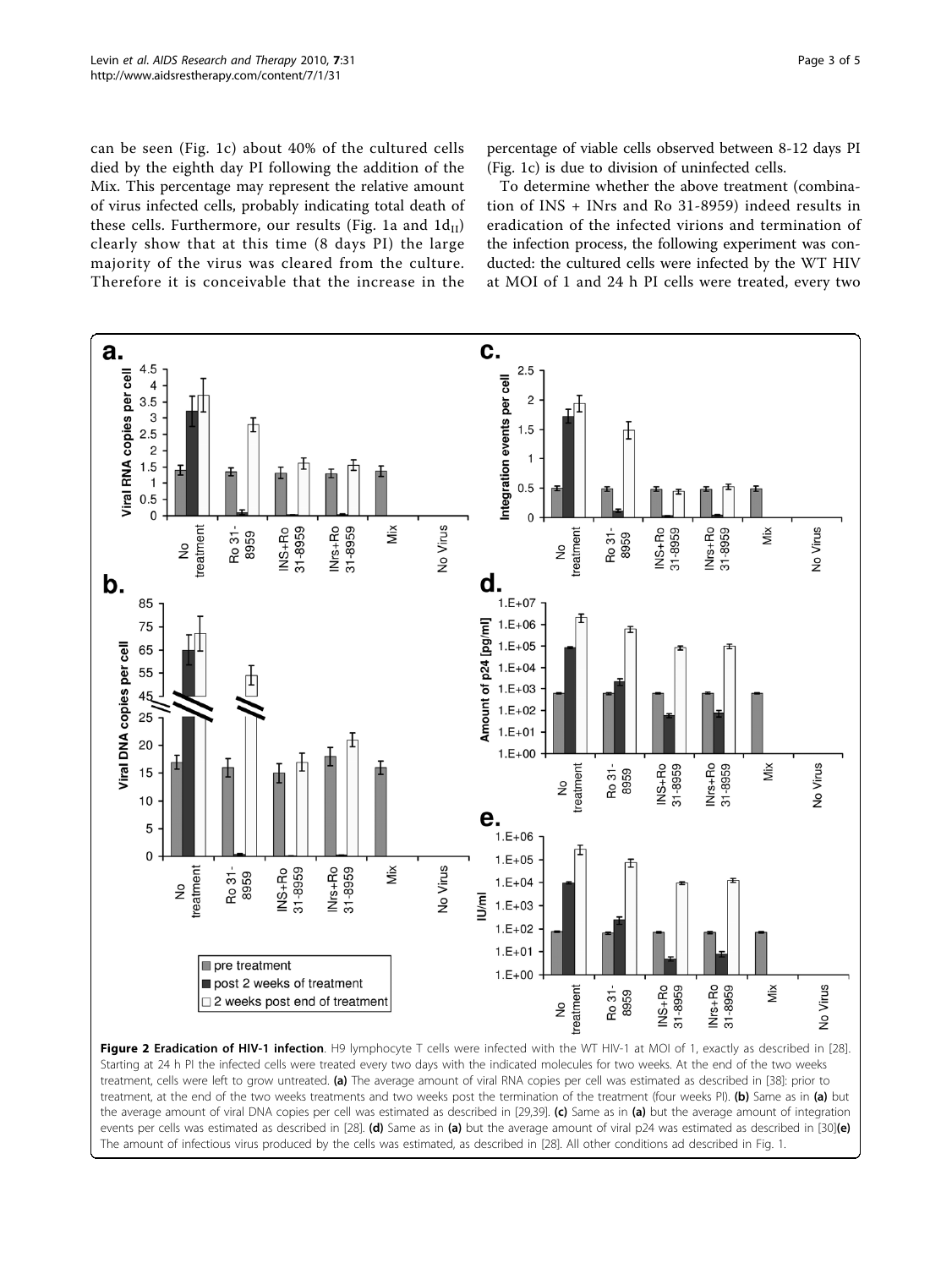can be seen (Fig. 1c) about 40% of the cultured cells died by the eighth day PI following the addition of the Mix. This percentage may represent the relative amount of virus infected cells, probably indicating total death of these cells. Furthermore, our results (Fig. 1a and $1d_{II}$) clearly show that at this time (8 days PI) the large majority of the virus was cleared from the culture. Therefore it is conceivable that the increase in the percentage of viable cells observed between 8-12 days PI (Fig. 1c) is due to division of uninfected cells.

To determine whether the above treatment (combination of INS + INrs and Ro 31-8959) indeed results in eradication of the infected virions and termination of the infection process, the following experiment was conducted: the cultured cells were infected by the WT HIV at MOI of 1 and 24 h PI cells were treated, every two

**Figure 2 Eradication of HIV-1 infection**. H9 lymphocyte T cells were infected with the WT HIV-1 at MOI of 1, exactly as described in [28]. Starting at 24 h PI the infected cells were treated every two days with the indicated molecules for two weeks. At the end of the two weeks treatment, cells were left to grow untreated. **(a)** The average amount of viral RNA copies per cell was estimated as described in [38]: prior to treatment, at the end of the two weeks treatments and two weeks post the termination of the treatment (four weeks PI). **(b)** Same as in **(a)** but the average amount of viral DNA copies per cell was estimated as described in [29,39]. **(c)** Same as in **(a)** but the average amount of integration events per cells was estimated as described in [28]. **(d)** Same as in **(a)** but the average amount of viral p24 was estimated as described in [30]**(e)** The amount of infectious virus produced by the cells was estimated, as described in [28]. All other conditions ad described in Fig. 1.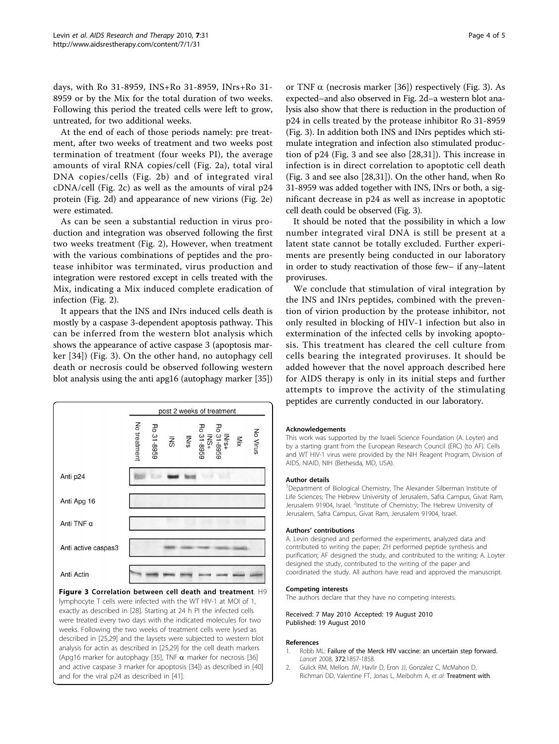days, with Ro 31-8959, INS+Ro 31-8959, INrs+Ro 31-8959 or by the Mix for the total duration of two weeks. Following this period the treated cells were left to grow, untreated, for two additional weeks.

At the end of each of those periods namely: pre treatment, after two weeks of treatment and two weeks post termination of treatment (four weeks PI), the average amounts of viral RNA copies/cell (Fig. 2a), total viral DNA copies/cells (Fig. 2b) and of integrated viral cDNA/cell (Fig. 2c) as well as the amounts of viral p24 protein (Fig. 2d) and appearance of new virions (Fig. 2e) were estimated.

As can be seen a substantial reduction in virus production and integration was observed following the first two weeks treatment (Fig. 2), However, when treatment with the various combinations of peptides and the protease inhibitor was terminated, virus production and integration were restored except in cells treated with the Mix, indicating a Mix induced complete eradication of infection (Fig. 2).

It appears that the INS and INrs induced cells death is mostly by a caspase 3-dependent apoptosis pathway. This can be inferred from the western blot analysis which shows the appearance of active caspase 3 (apoptosis marker [34]) (Fig. 3). On the other hand, no autophagy cell death or necrosis could be observed following western blot analysis using the anti apg16 (autophagy marker [35]) or TNF α (necrosis marker [36]) respectively (Fig. 3). As expected–and also observed in Fig. 2d–a western blot analysis also show that there is reduction in the production of p24 in cells treated by the protease inhibitor Ro 31-8959 (Fig. 3). In addition both INS and INrs peptides which stimulate integration and infection also stimulated production of p24 (Fig. 3 and see also [28,31]). This increase in infection is in direct correlation to apoptotic cell death (Fig. 3 and see also [28,31]). On the other hand, when Ro 31-8959 was added together with INS, INrs or both, a significant decrease in p24 as well as increase in apoptotic cell death could be observed (Fig. 3).

**Figure 3 Correlation between cell death and treatment**. H9 lymphocyte T cells were infected with the WT HIV-1 at MOI of 1, exactly as described in [28]. Starting at 24 h PI the infected cells were treated every two days with the indicated molecules for two weeks. Following the two weeks of treatment cells were lysed as described in [25,29] and the laysets were subjected to western blot analysis for actin as described in [25,29] for the cell death markers (Apg16 marker for autophagy [35], TNF α marker for necrosis [36] and active caspase 3 marker for apoptosis [34]) as described in [40] and for the viral p24 as described in [41].

It should be noted that the possibility in which a low number integrated viral DNA is still be present at a latent state cannot be totally excluded. Further experiments are presently being conducted in our laboratory in order to study reactivation of those few– if any–latent proviruses.

We conclude that stimulation of viral integration by the INS and INrs peptides, combined with the prevention of virion production by the protease inhibitor, not only resulted in blocking of HIV-1 infection but also in extermination of the infected cells by invoking apoptosis. This treatment has cleared the cell culture from cells bearing the integrated proviruses. It should be added however that the novel approach described here for AIDS therapy is only in its initial steps and further attempts to improve the activity of the stimulating peptides are currently conducted in our laboratory.

#### Acknowledgements

This work was supported by the Israeli Science Foundation (A. Loyter) and by a starting grant from the European Research Council (ERC) (to AF). Cells and WT HIV-1 virus were provided by the NIH Reagent Program, Division of AIDS, NIAID, NIH (Bethesda, MD, USA).

#### Author details

[1]Department of Biological Chemistry, The Alexander Silberman Institute of Life Sciences; The Hebrew University of Jerusalem, Safra Campus, Givat Ram, Jerusalem 91904, Israel. [2]Institute of Chemistry; The Hebrew University of Jerusalem, Safra Campus, Givat Ram, Jerusalem 91904, Israel.

#### Authors' contributions

A. Levin designed and performed the experiments, analyzed data and contributed to writing the paper; ZH performed peptide synthesis and purification; AF designed the study, and contributed to the writing; A. Loyter designed the study, contributed to the writing of the paper and coordinated the study. All authors have read and approved the manuscript.

#### Competing interests

The authors declare that they have no competing interests.

Received: 7 May 2010 Accepted: 19 August 2010
Published: 19 August 2010

#### References

1. Robb ML: **Failure of the Merck HIV vaccine: an uncertain step forward.** *Lancet* 2008, **372**:1857-1858.
2. Gulick RM, Mellors JW, Havlir D, Eron JJ, Gonzalez C, McMahon D, Richman DD, Valentine FT, Jonas L, Meibohm A, *et al*: **Treatment with**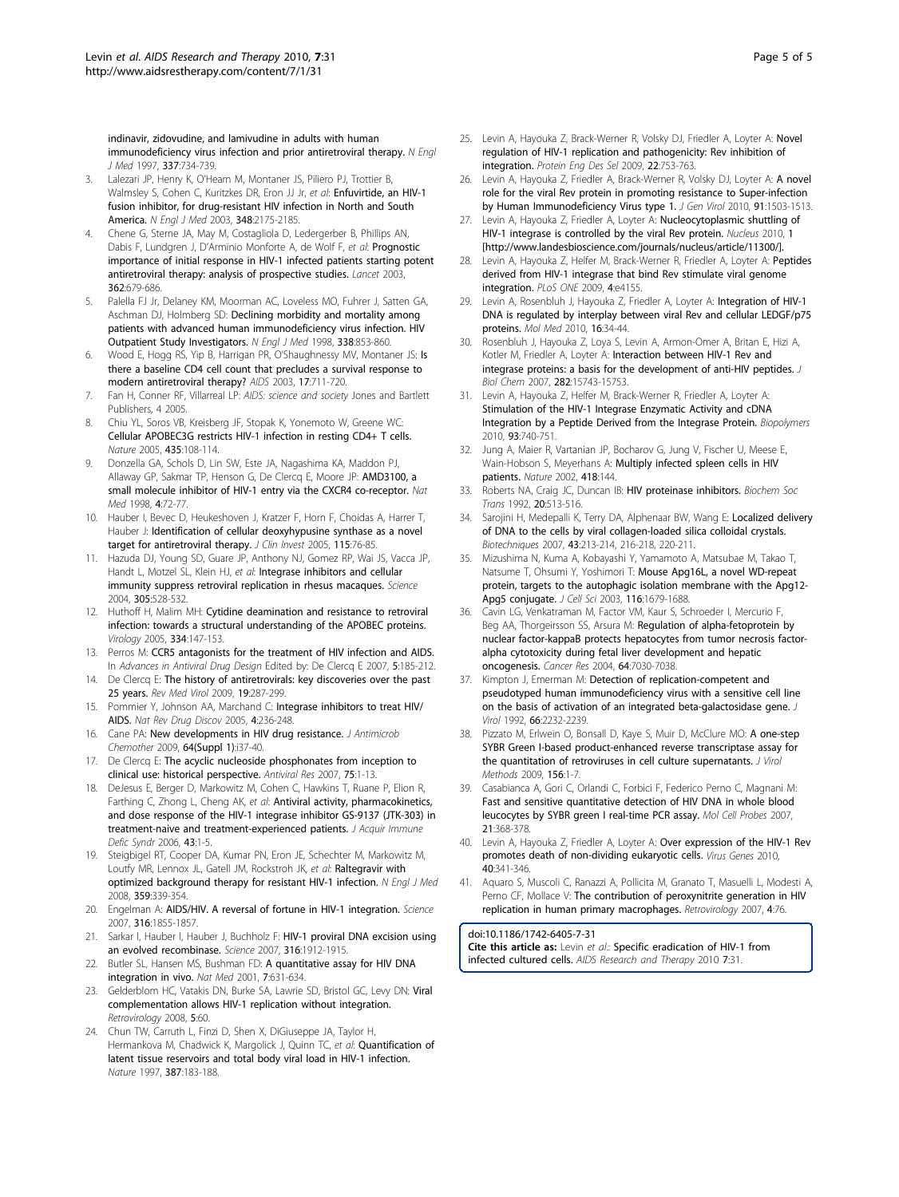indinavir, zidovudine, and lamivudine in adults with human immunodeficiency virus infection and prior antiretroviral therapy. *N Engl J Med* 1997, **337**:734-739.

3. Lalezari JP, Henry K, O'Hearn M, Montaner JS, Piliero PJ, Trottier B, Walmsley S, Cohen C, Kuritzkes DR, Eron JJ Jr, *et al*: Enfuvirtide, an HIV-1 fusion inhibitor, for drug-resistant HIV infection in North and South America. *N Engl J Med* 2003, **348**:2175-2185.
4. Chene G, Sterne JA, May M, Costagliola D, Ledergerber B, Phillips AN, Dabis F, Lundgren J, D'Arminio Monforte A, de Wolf F, *et al*: Prognostic importance of initial response in HIV-1 infected patients starting potent antiretroviral therapy: analysis of prospective studies. *Lancet* 2003, **362**:679-686.
5. Palella FJ Jr, Delaney KM, Moorman AC, Loveless MO, Fuhrer J, Satten GA, Aschman DJ, Holmberg SD: Declining morbidity and mortality among patients with advanced human immunodeficiency virus infection. HIV Outpatient Study Investigators. *N Engl J Med* 1998, **338**:853-860.
6. Wood E, Hogg RS, Yip B, Harrigan PR, O'Shaughnessy MV, Montaner JS: Is there a baseline CD4 cell count that precludes a survival response to modern antiretroviral therapy? *AIDS* 2003, **17**:711-720.
7. Fan H, Conner RF, Villarreal LP: *AIDS: science and society* Jones and Bartlett Publishers, 4 2005.
8. Chiu YL, Soros VB, Kreisberg JF, Stopak K, Yonemoto W, Greene WC: Cellular APOBEC3G restricts HIV-1 infection in resting CD4+ T cells. *Nature* 2005, **435**:108-114.
9. Donzella GA, Schols D, Lin SW, Este JA, Nagashima KA, Maddon PJ, Allaway GP, Sakmar TP, Henson G, De Clercq E, Moore JP: AMD3100, a small molecule inhibitor of HIV-1 entry via the CXCR4 co-receptor. *Nat Med* 1998, **4**:72-77.
10. Hauber I, Bevec D, Heukeshoven J, Kratzer F, Horn F, Choidas A, Harrer T, Hauber J: Identification of cellular deoxyhypusine synthase as a novel target for antiretroviral therapy. *J Clin Invest* 2005, **115**:76-85.
11. Hazuda DJ, Young SD, Guare JP, Anthony NJ, Gomez RP, Wai JS, Vacca JP, Handt L, Motzel SL, Klein HJ, *et al*: Integrase inhibitors and cellular immunity suppress retroviral replication in rhesus macaques. *Science* 2004, **305**:528-532.
12. Huthoff H, Malim MH: Cytidine deamination and resistance to retroviral infection: towards a structural understanding of the APOBEC proteins. *Virology* 2005, **334**:147-153.
13. Perros M: CCR5 antagonists for the treatment of HIV infection and AIDS. In *Advances in Antiviral Drug Design* Edited by: De Clercq E 2007, **5**:185-212.
14. De Clercq E: The history of antiretrovirals: key discoveries over the past 25 years. *Rev Med Virol* 2009, **19**:287-299.
15. Pommier Y, Johnson AA, Marchand C: Integrase inhibitors to treat HIV/AIDS. *Nat Rev Drug Discov* 2005, **4**:236-248.
16. Cane PA: New developments in HIV drug resistance. *J Antimicrob Chemother* 2009, **64(Suppl 1)**:i37-40.
17. De Clercq E: The acyclic nucleoside phosphonates from inception to clinical use: historical perspective. *Antiviral Res* 2007, **75**:1-13.
18. DeJesus E, Berger D, Markowitz M, Cohen C, Hawkins T, Ruane P, Elion R, Farthing C, Zhong L, Cheng AK, *et al*: Antiviral activity, pharmacokinetics, and dose response of the HIV-1 integrase inhibitor GS-9137 (JTK-303) in treatment-naive and treatment-experienced patients. *J Acquir Immune Defic Syndr* 2006, **43**:1-5.
19. Steigbigel RT, Cooper DA, Kumar PN, Eron JE, Schechter M, Markowitz M, Loutfy MR, Lennox JL, Gatell JM, Rockstroh JK, *et al*: Raltegravir with optimized background therapy for resistant HIV-1 infection. *N Engl J Med* 2008, **359**:339-354.
20. Engelman A: AIDS/HIV. A reversal of fortune in HIV-1 integration. *Science* 2007, **316**:1855-1857.
21. Sarkar I, Hauber I, Hauber J, Buchholz F: HIV-1 proviral DNA excision using an evolved recombinase. *Science* 2007, **316**:1912-1915.
22. Butler SL, Hansen MS, Bushman FD: A quantitative assay for HIV DNA integration in vivo. *Nat Med* 2001, **7**:631-634.
23. Gelderblom HC, Vatakis DN, Burke SA, Lawrie SD, Bristol GC, Levy DN: Viral complementation allows HIV-1 replication without integration. *Retrovirology* 2008, **5**:60.
24. Chun TW, Carruth L, Finzi D, Shen X, DiGiuseppe JA, Taylor H, Hermankova M, Chadwick K, Margolick J, Quinn TC, *et al*: Quantification of latent tissue reservoirs and total body viral load in HIV-1 infection. *Nature* 1997, **387**:183-188.
25. Levin A, Hayouka Z, Brack-Werner R, Volsky DJ, Friedler A, Loyter A: Novel regulation of HIV-1 replication and pathogenicity: Rev inhibition of integration. *Protein Eng Des Sel* 2009, **22**:753-763.
26. Levin A, Hayouka Z, Friedler A, Brack-Werner R, Volsky DJ, Loyter A: A novel role for the viral Rev protein in promoting resistance to Super-infection by Human Immunodeficiency Virus type 1. *J Gen Virol* 2010, **91**:1503-1513.
27. Levin A, Hayouka Z, Friedler A, Loyter A: Nucleocytoplasmic shuttling of HIV-1 integrase is controlled by the viral Rev protein. *Nucleus* 2010, **1** [http://www.landesbioscience.com/journals/nucleus/article/11300/].
28. Levin A, Hayouka Z, Helfer M, Brack-Werner R, Friedler A, Loyter A: Peptides derived from HIV-1 integrase that bind Rev stimulate viral genome integration. *PLoS ONE* 2009, **4**:e4155.
29. Levin A, Rosenbluh J, Hayouka Z, Friedler A, Loyter A: Integration of HIV-1 DNA is regulated by interplay between viral Rev and cellular LEDGF/p75 proteins. *Mol Med* 2010, **16**:34-44.
30. Rosenbluh J, Hayouka Z, Loya S, Levin A, Armon-Omer A, Britan E, Hizi A, Kotler M, Friedler A, Loyter A: Interaction between HIV-1 Rev and integrase proteins: a basis for the development of anti-HIV peptides. *J Biol Chem* 2007, **282**:15743-15753.
31. Levin A, Hayouka Z, Helfer M, Brack-Werner R, Friedler A, Loyter A: Stimulation of the HIV-1 Integrase Enzymatic Activity and cDNA Integration by a Peptide Derived from the Integrase Protein. *Biopolymers* 2010, **93**:740-751.
32. Jung A, Maier R, Vartanian JP, Bocharov G, Jung V, Fischer U, Meese E, Wain-Hobson S, Meyerhans A: Multiply infected spleen cells in HIV patients. *Nature* 2002, **418**:144.
33. Roberts NA, Craig JC, Duncan IB: HIV proteinase inhibitors. *Biochem Soc Trans* 1992, **20**:513-516.
34. Sarojini H, Medepalli K, Terry DA, Alphenaar BW, Wang E: Localized delivery of DNA to the cells by viral collagen-loaded silica colloidal crystals. *Biotechniques* 2007, **43**:213-214, 216-218, 220-211.
35. Mizushima N, Kuma A, Kobayashi Y, Yamamoto A, Matsubae M, Takao T, Natsume T, Ohsumi Y, Yoshimori T: Mouse Apg16L, a novel WD-repeat protein, targets to the autophagic isolation membrane with the Apg12-Apg5 conjugate. *J Cell Sci* 2003, **116**:1679-1688.
36. Cavin LG, Venkatraman M, Factor VM, Kaur S, Schroeder I, Mercurio F, Beg AA, Thorgeirsson SS, Arsura M: Regulation of alpha-fetoprotein by nuclear factor-kappaB protects hepatocytes from tumor necrosis factor-alpha cytotoxicity during fetal liver development and hepatic oncogenesis. *Cancer Res* 2004, **64**:7030-7038.
37. Kimpton J, Emerman M: Detection of replication-competent and pseudotyped human immunodeficiency virus with a sensitive cell line on the basis of activation of an integrated beta-galactosidase gene. *J Virol* 1992, **66**:2232-2239.
38. Pizzato M, Erlwein O, Bonsall D, Kaye S, Muir D, McClure MO: A one-step SYBR Green I-based product-enhanced reverse transcriptase assay for the quantitation of retroviruses in cell culture supernatants. *J Virol Methods* 2009, **156**:1-7.
39. Casabianca A, Gori C, Orlandi C, Forbici F, Federico Perno C, Magnani M: Fast and sensitive quantitative detection of HIV DNA in whole blood leucocytes by SYBR green I real-time PCR assay. *Mol Cell Probes* 2007, **21**:368-378.
40. Levin A, Hayouka Z, Friedler A, Loyter A: Over expression of the HIV-1 Rev promotes death of non-dividing eukaryotic cells. *Virus Genes* 2010, **40**:341-346.
41. Aquaro S, Muscoli C, Ranazzi A, Pollicita M, Granato T, Masuelli L, Modesti A, Perno CF, Mollace V: The contribution of peroxynitrite generation in HIV replication in human primary macrophages. *Retrovirology* 2007, **4**:76.

doi:10.1186/1742-6405-7-31
**Cite this article as:** Levin *et al.*: Specific eradication of HIV-1 from infected cultured cells. *AIDS Research and Therapy* 2010 **7**:31.